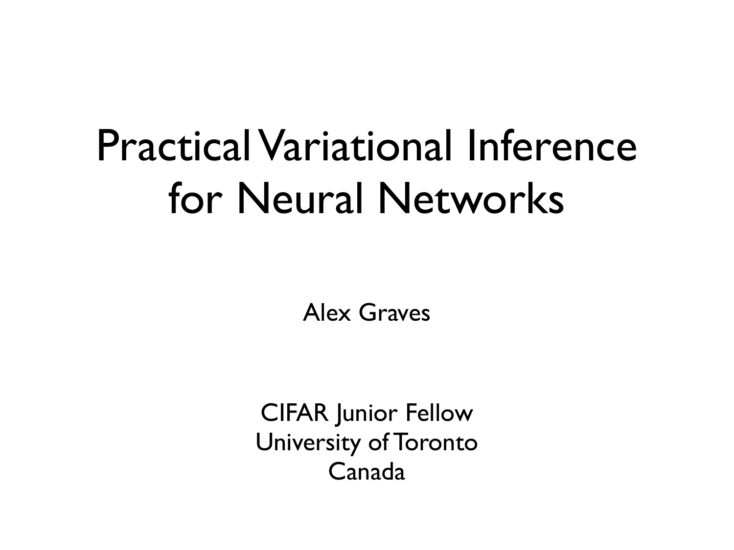# Practical Variational Inference for Neural Networks

Alex Graves

CIFAR Junior Fellow
University of Toronto
Canada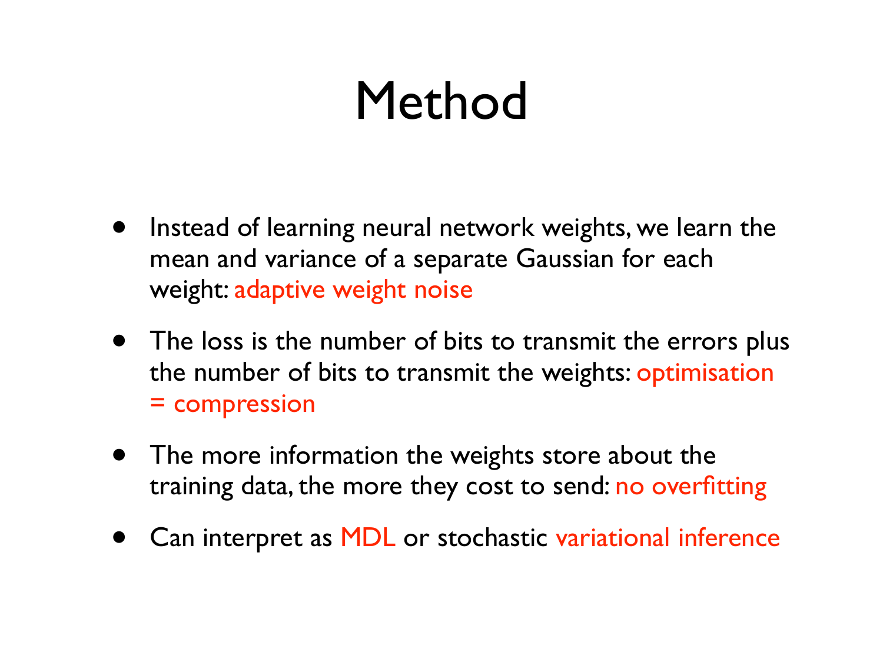# Method

- Instead of learning neural network weights, we learn the mean and variance of a separate Gaussian for each weight: adaptive weight noise
- The loss is the number of bits to transmit the errors plus the number of bits to transmit the weights: optimisation = compression
- The more information the weights store about the training data, the more they cost to send: no overfitting
- Can interpret as MDL or stochastic variational inference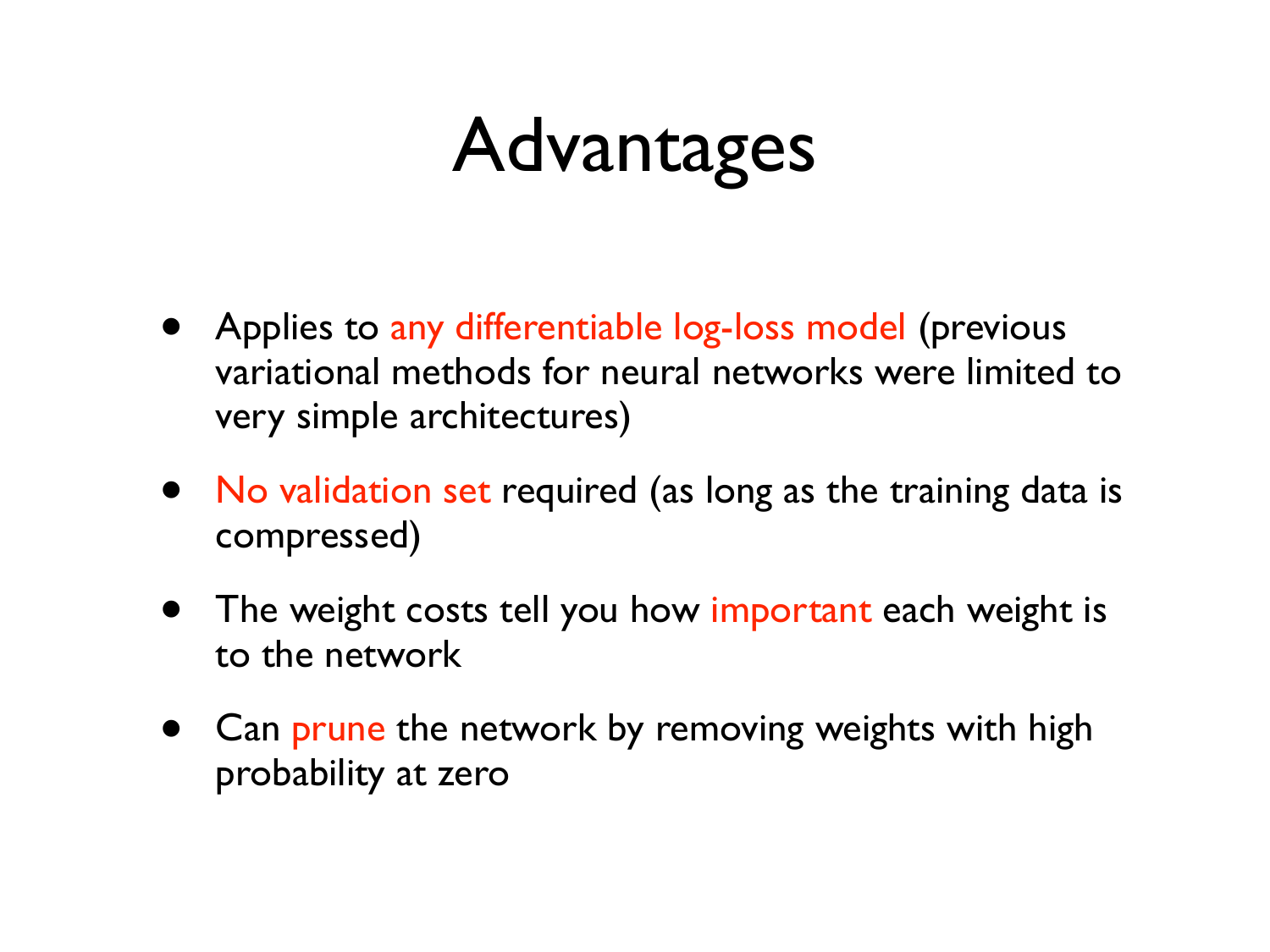# Advantages

- Applies to any differentiable log-loss model (previous variational methods for neural networks were limited to very simple architectures)
- No validation set required (as long as the training data is compressed)
- The weight costs tell you how important each weight is to the network
- Can prune the network by removing weights with high probability at zero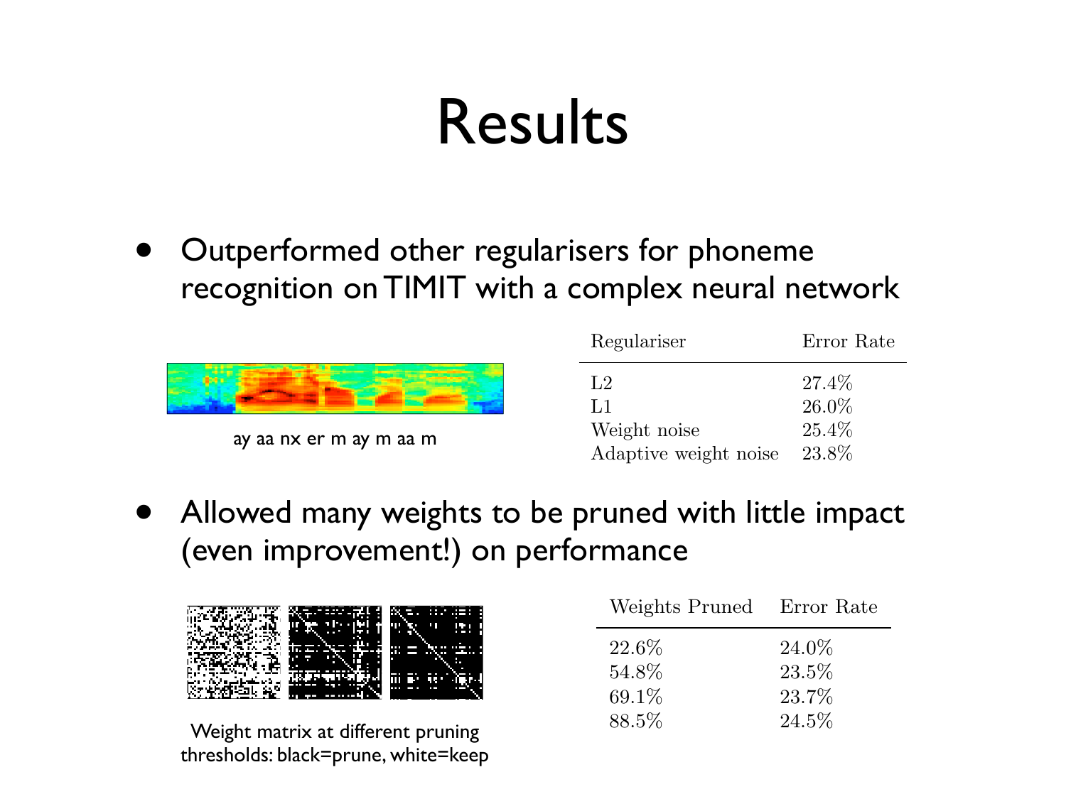# Results

- Outperformed other regularisers for phoneme recognition on TIMIT with a complex neural network

ay aa nx er m ay m aa m

| Regulariser | Error Rate |
|---|---|
| L2 | 27.4% |
| L1 | 26.0% |
| Weight noise | 25.4% |
| Adaptive weight noise | 23.8% |

- Allowed many weights to be pruned with little impact (even improvement!) on performance

Weight matrix at different pruning thresholds: black=prune, white=keep

| Weights Pruned | Error Rate |
|---|---|
| 22.6% | 24.0% |
| 54.8% | 23.5% |
| 69.1% | 23.7% |
| 88.5% | 24.5% |